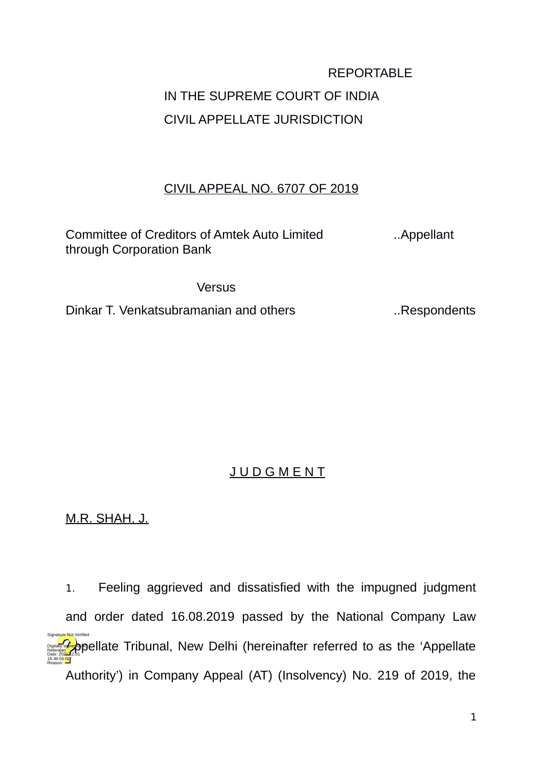REPORTABLE

IN THE SUPREME COURT OF INDIA

CIVIL APPELLATE JURISDICTION

CIVIL APPEAL NO. 6707 OF 2019

Committee of Creditors of Amtek Auto Limited through Corporation Bank ..Appellant

Versus

Dinkar T. Venkatsubramanian and others ..Respondents

J U D G M E N T

M.R. SHAH, J.

1. Feeling aggrieved and dissatisfied with the impugned judgment and order dated 16.08.2019 passed by the National Company Law Appellate Tribunal, New Delhi (hereinafter referred to as the 'Appellate Authority') in Company Appeal (AT) (Insolvency) No. 219 of 2019, the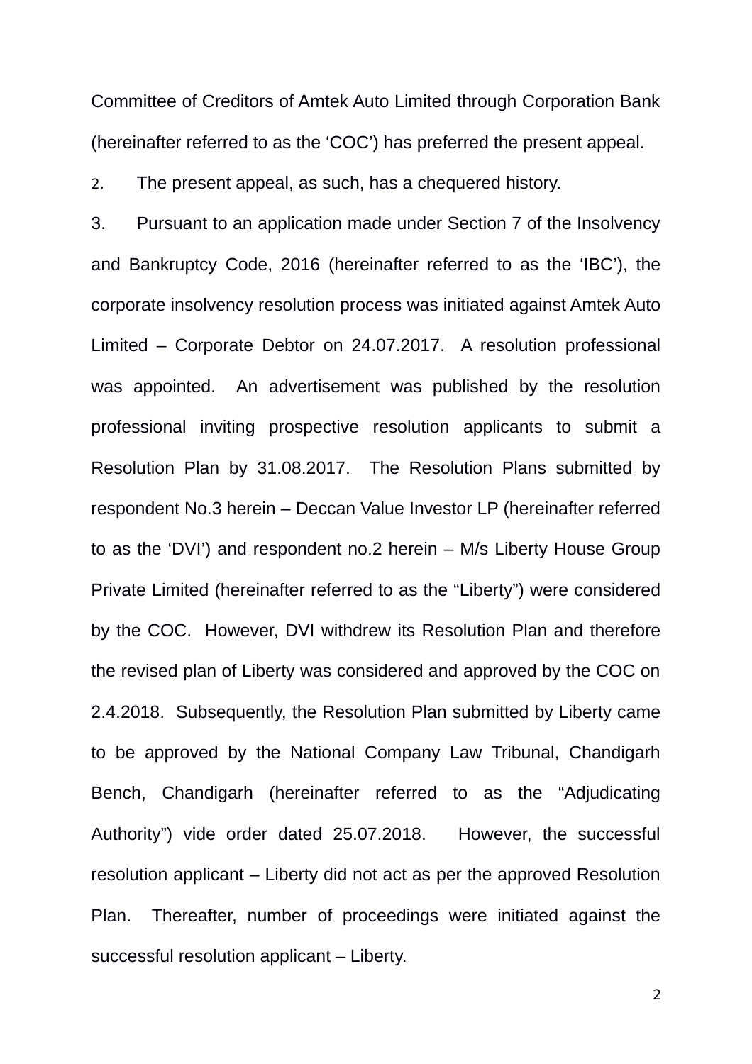Committee of Creditors of Amtek Auto Limited through Corporation Bank (hereinafter referred to as the 'COC') has preferred the present appeal.

2. The present appeal, as such, has a chequered history.

3. Pursuant to an application made under Section 7 of the Insolvency and Bankruptcy Code, 2016 (hereinafter referred to as the 'IBC'), the corporate insolvency resolution process was initiated against Amtek Auto Limited – Corporate Debtor on 24.07.2017. A resolution professional was appointed. An advertisement was published by the resolution professional inviting prospective resolution applicants to submit a Resolution Plan by 31.08.2017. The Resolution Plans submitted by respondent No.3 herein – Deccan Value Investor LP (hereinafter referred to as the 'DVI') and respondent no.2 herein – M/s Liberty House Group Private Limited (hereinafter referred to as the "Liberty") were considered by the COC. However, DVI withdrew its Resolution Plan and therefore the revised plan of Liberty was considered and approved by the COC on 2.4.2018. Subsequently, the Resolution Plan submitted by Liberty came to be approved by the National Company Law Tribunal, Chandigarh Bench, Chandigarh (hereinafter referred to as the "Adjudicating Authority") vide order dated 25.07.2018. However, the successful resolution applicant – Liberty did not act as per the approved Resolution Plan. Thereafter, number of proceedings were initiated against the successful resolution applicant – Liberty.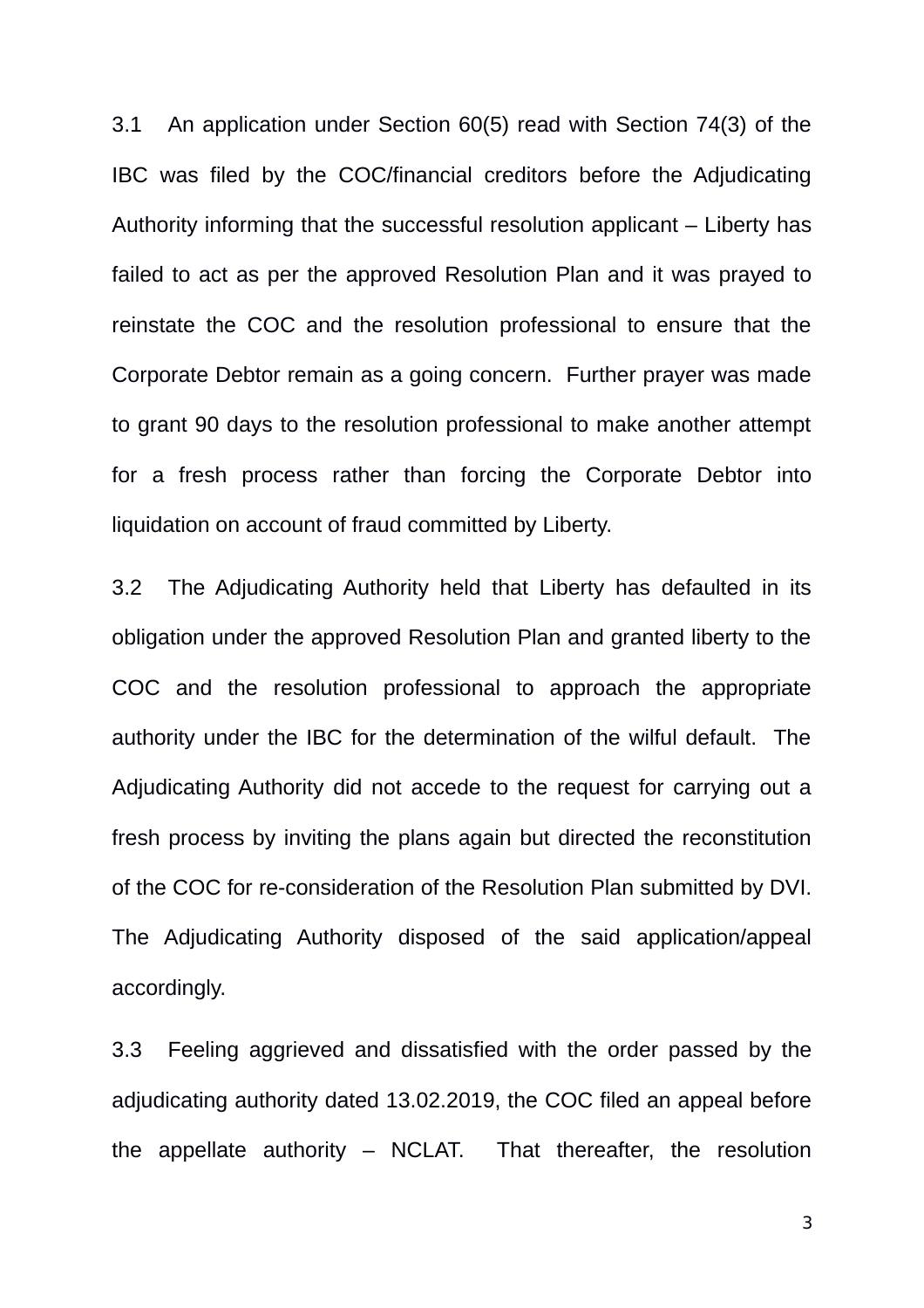3.1 An application under Section 60(5) read with Section 74(3) of the IBC was filed by the COC/financial creditors before the Adjudicating Authority informing that the successful resolution applicant – Liberty has failed to act as per the approved Resolution Plan and it was prayed to reinstate the COC and the resolution professional to ensure that the Corporate Debtor remain as a going concern. Further prayer was made to grant 90 days to the resolution professional to make another attempt for a fresh process rather than forcing the Corporate Debtor into liquidation on account of fraud committed by Liberty.

3.2 The Adjudicating Authority held that Liberty has defaulted in its obligation under the approved Resolution Plan and granted liberty to the COC and the resolution professional to approach the appropriate authority under the IBC for the determination of the wilful default. The Adjudicating Authority did not accede to the request for carrying out a fresh process by inviting the plans again but directed the reconstitution of the COC for re-consideration of the Resolution Plan submitted by DVI. The Adjudicating Authority disposed of the said application/appeal accordingly.

3.3 Feeling aggrieved and dissatisfied with the order passed by the adjudicating authority dated 13.02.2019, the COC filed an appeal before the appellate authority – NCLAT. That thereafter, the resolution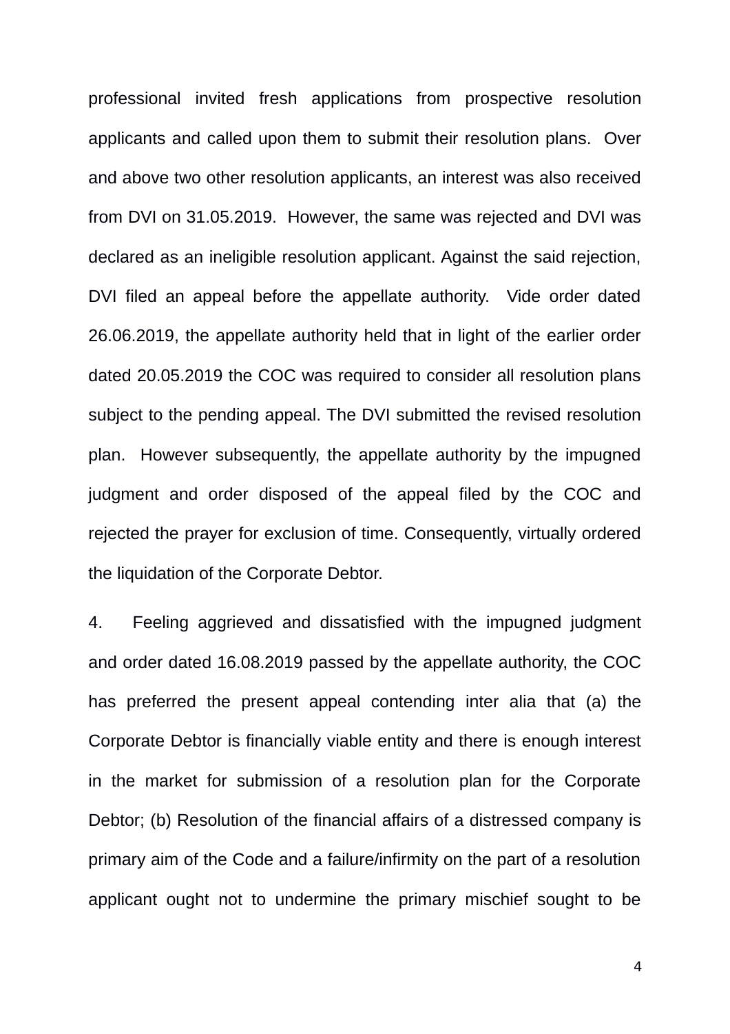professional invited fresh applications from prospective resolution applicants and called upon them to submit their resolution plans. Over and above two other resolution applicants, an interest was also received from DVI on 31.05.2019. However, the same was rejected and DVI was declared as an ineligible resolution applicant. Against the said rejection, DVI filed an appeal before the appellate authority. Vide order dated 26.06.2019, the appellate authority held that in light of the earlier order dated 20.05.2019 the COC was required to consider all resolution plans subject to the pending appeal. The DVI submitted the revised resolution plan. However subsequently, the appellate authority by the impugned judgment and order disposed of the appeal filed by the COC and rejected the prayer for exclusion of time. Consequently, virtually ordered the liquidation of the Corporate Debtor.

4. Feeling aggrieved and dissatisfied with the impugned judgment and order dated 16.08.2019 passed by the appellate authority, the COC has preferred the present appeal contending inter alia that (a) the Corporate Debtor is financially viable entity and there is enough interest in the market for submission of a resolution plan for the Corporate Debtor; (b) Resolution of the financial affairs of a distressed company is primary aim of the Code and a failure/infirmity on the part of a resolution applicant ought not to undermine the primary mischief sought to be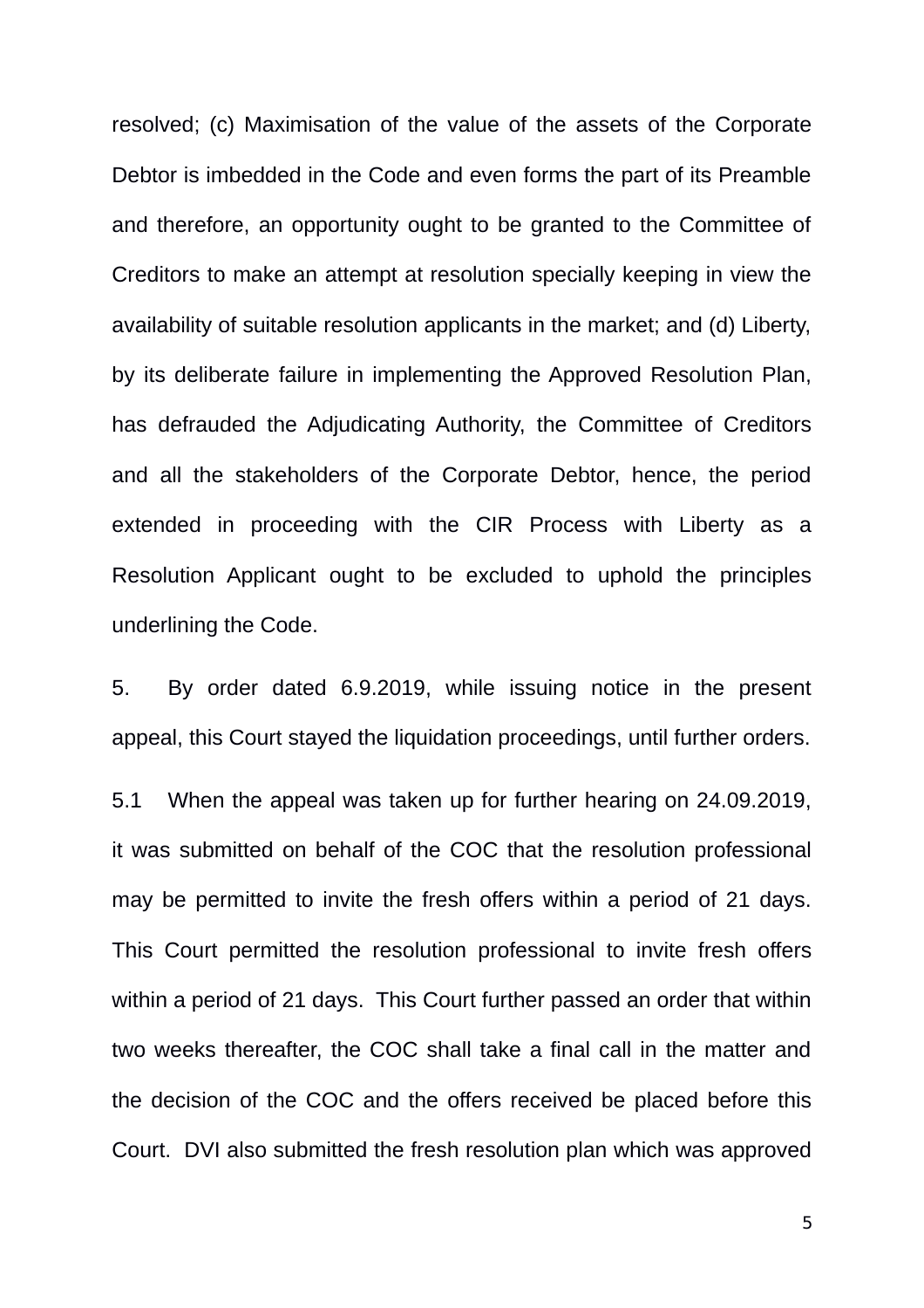resolved; (c) Maximisation of the value of the assets of the Corporate Debtor is imbedded in the Code and even forms the part of its Preamble and therefore, an opportunity ought to be granted to the Committee of Creditors to make an attempt at resolution specially keeping in view the availability of suitable resolution applicants in the market; and (d) Liberty, by its deliberate failure in implementing the Approved Resolution Plan, has defrauded the Adjudicating Authority, the Committee of Creditors and all the stakeholders of the Corporate Debtor, hence, the period extended in proceeding with the CIR Process with Liberty as a Resolution Applicant ought to be excluded to uphold the principles underlining the Code.

5. By order dated 6.9.2019, while issuing notice in the present appeal, this Court stayed the liquidation proceedings, until further orders.

5.1 When the appeal was taken up for further hearing on 24.09.2019, it was submitted on behalf of the COC that the resolution professional may be permitted to invite the fresh offers within a period of 21 days. This Court permitted the resolution professional to invite fresh offers within a period of 21 days. This Court further passed an order that within two weeks thereafter, the COC shall take a final call in the matter and the decision of the COC and the offers received be placed before this Court. DVI also submitted the fresh resolution plan which was approved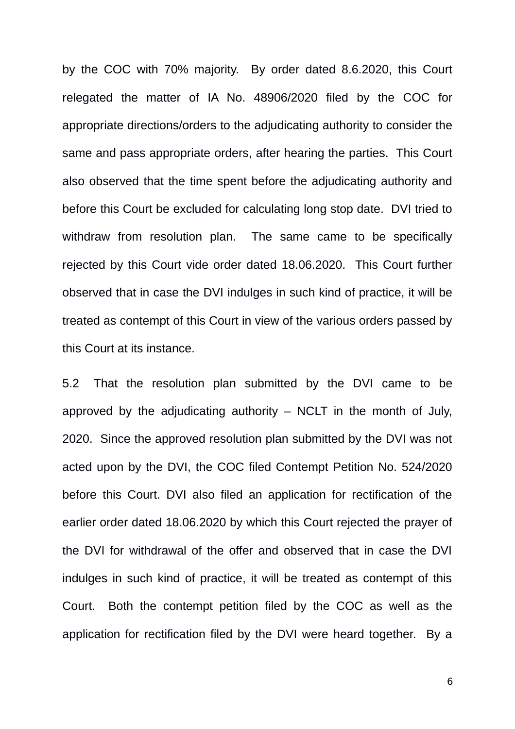by the COC with 70% majority. By order dated 8.6.2020, this Court relegated the matter of IA No. 48906/2020 filed by the COC for appropriate directions/orders to the adjudicating authority to consider the same and pass appropriate orders, after hearing the parties. This Court also observed that the time spent before the adjudicating authority and before this Court be excluded for calculating long stop date. DVI tried to withdraw from resolution plan. The same came to be specifically rejected by this Court vide order dated 18.06.2020. This Court further observed that in case the DVI indulges in such kind of practice, it will be treated as contempt of this Court in view of the various orders passed by this Court at its instance.

5.2 That the resolution plan submitted by the DVI came to be approved by the adjudicating authority – NCLT in the month of July, 2020. Since the approved resolution plan submitted by the DVI was not acted upon by the DVI, the COC filed Contempt Petition No. 524/2020 before this Court. DVI also filed an application for rectification of the earlier order dated 18.06.2020 by which this Court rejected the prayer of the DVI for withdrawal of the offer and observed that in case the DVI indulges in such kind of practice, it will be treated as contempt of this Court. Both the contempt petition filed by the COC as well as the application for rectification filed by the DVI were heard together. By a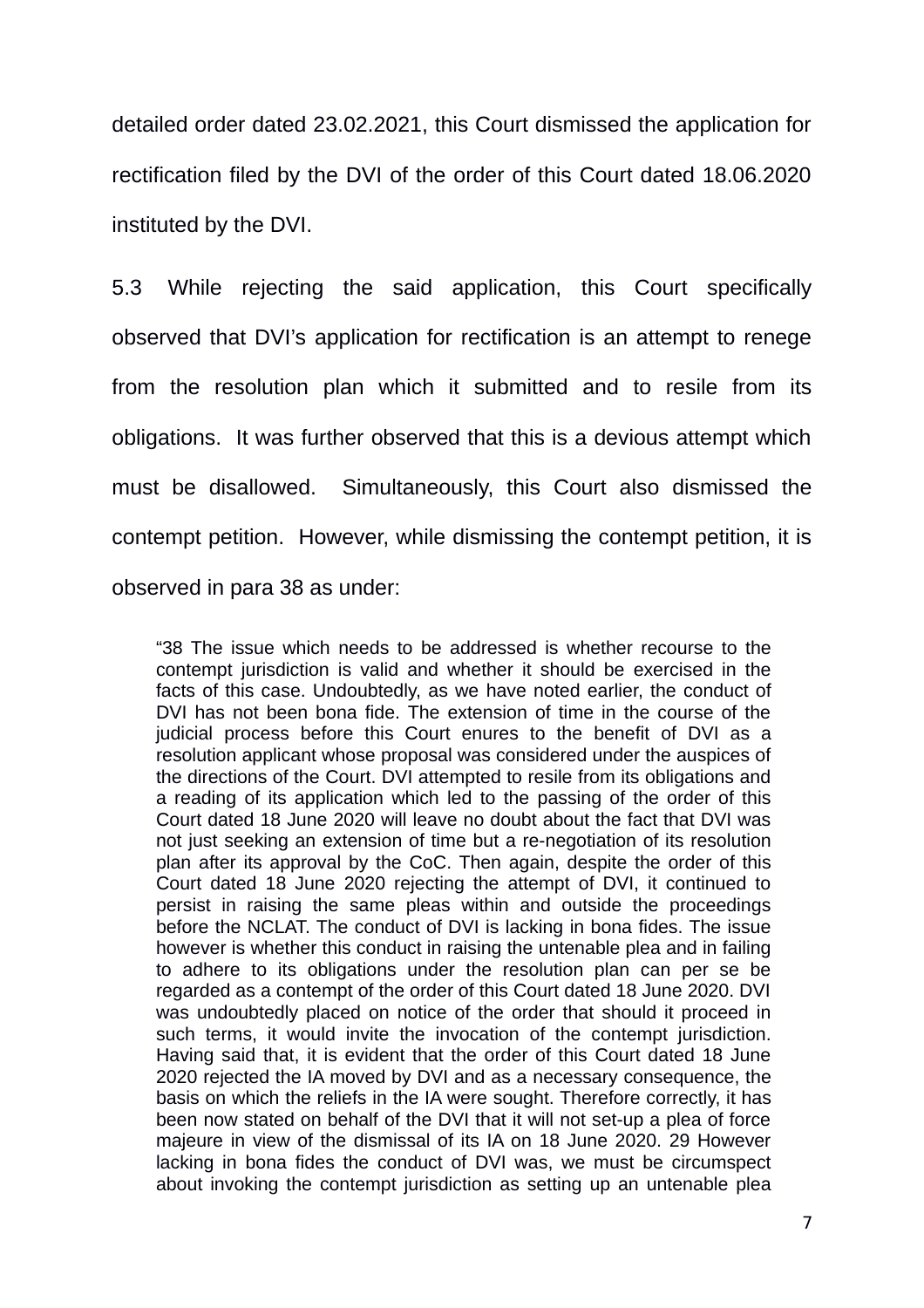detailed order dated 23.02.2021, this Court dismissed the application for rectification filed by the DVI of the order of this Court dated 18.06.2020 instituted by the DVI.

5.3 While rejecting the said application, this Court specifically observed that DVI's application for rectification is an attempt to renege from the resolution plan which it submitted and to resile from its obligations. It was further observed that this is a devious attempt which must be disallowed. Simultaneously, this Court also dismissed the contempt petition. However, while dismissing the contempt petition, it is observed in para 38 as under:

> "38 The issue which needs to be addressed is whether recourse to the contempt jurisdiction is valid and whether it should be exercised in the facts of this case. Undoubtedly, as we have noted earlier, the conduct of DVI has not been bona fide. The extension of time in the course of the judicial process before this Court enures to the benefit of DVI as a resolution applicant whose proposal was considered under the auspices of the directions of the Court. DVI attempted to resile from its obligations and a reading of its application which led to the passing of the order of this Court dated 18 June 2020 will leave no doubt about the fact that DVI was not just seeking an extension of time but a re-negotiation of its resolution plan after its approval by the CoC. Then again, despite the order of this Court dated 18 June 2020 rejecting the attempt of DVI, it continued to persist in raising the same pleas within and outside the proceedings before the NCLAT. The conduct of DVI is lacking in bona fides. The issue however is whether this conduct in raising the untenable plea and in failing to adhere to its obligations under the resolution plan can per se be regarded as a contempt of the order of this Court dated 18 June 2020. DVI was undoubtedly placed on notice of the order that should it proceed in such terms, it would invite the invocation of the contempt jurisdiction. Having said that, it is evident that the order of this Court dated 18 June 2020 rejected the IA moved by DVI and as a necessary consequence, the basis on which the reliefs in the IA were sought. Therefore correctly, it has been now stated on behalf of the DVI that it will not set-up a plea of force majeure in view of the dismissal of its IA on 18 June 2020. 29 However lacking in bona fides the conduct of DVI was, we must be circumspect about invoking the contempt jurisdiction as setting up an untenable plea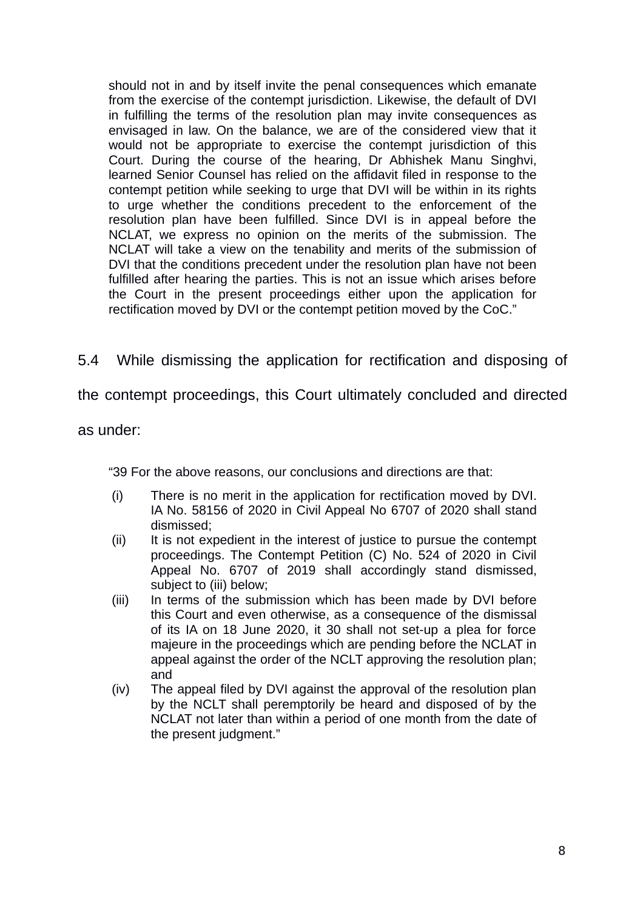> should not in and by itself invite the penal consequences which emanate from the exercise of the contempt jurisdiction. Likewise, the default of DVI in fulfilling the terms of the resolution plan may invite consequences as envisaged in law. On the balance, we are of the considered view that it would not be appropriate to exercise the contempt jurisdiction of this Court. During the course of the hearing, Dr Abhishek Manu Singhvi, learned Senior Counsel has relied on the affidavit filed in response to the contempt petition while seeking to urge that DVI will be within in its rights to urge whether the conditions precedent to the enforcement of the resolution plan have been fulfilled. Since DVI is in appeal before the NCLAT, we express no opinion on the merits of the submission. The NCLAT will take a view on the tenability and merits of the submission of DVI that the conditions precedent under the resolution plan have not been fulfilled after hearing the parties. This is not an issue which arises before the Court in the present proceedings either upon the application for rectification moved by DVI or the contempt petition moved by the CoC."

5.4 While dismissing the application for rectification and disposing of the contempt proceedings, this Court ultimately concluded and directed as under:

> "39 For the above reasons, our conclusions and directions are that:
>
> (i) There is no merit in the application for rectification moved by DVI. IA No. 58156 of 2020 in Civil Appeal No 6707 of 2020 shall stand dismissed;
>
> (ii) It is not expedient in the interest of justice to pursue the contempt proceedings. The Contempt Petition (C) No. 524 of 2020 in Civil Appeal No. 6707 of 2019 shall accordingly stand dismissed, subject to (iii) below;
>
> (iii) In terms of the submission which has been made by DVI before this Court and even otherwise, as a consequence of the dismissal of its IA on 18 June 2020, it 30 shall not set-up a plea for force majeure in the proceedings which are pending before the NCLAT in appeal against the order of the NCLT approving the resolution plan; and
>
> (iv) The appeal filed by DVI against the approval of the resolution plan by the NCLT shall peremptorily be heard and disposed of by the NCLAT not later than within a period of one month from the date of the present judgment."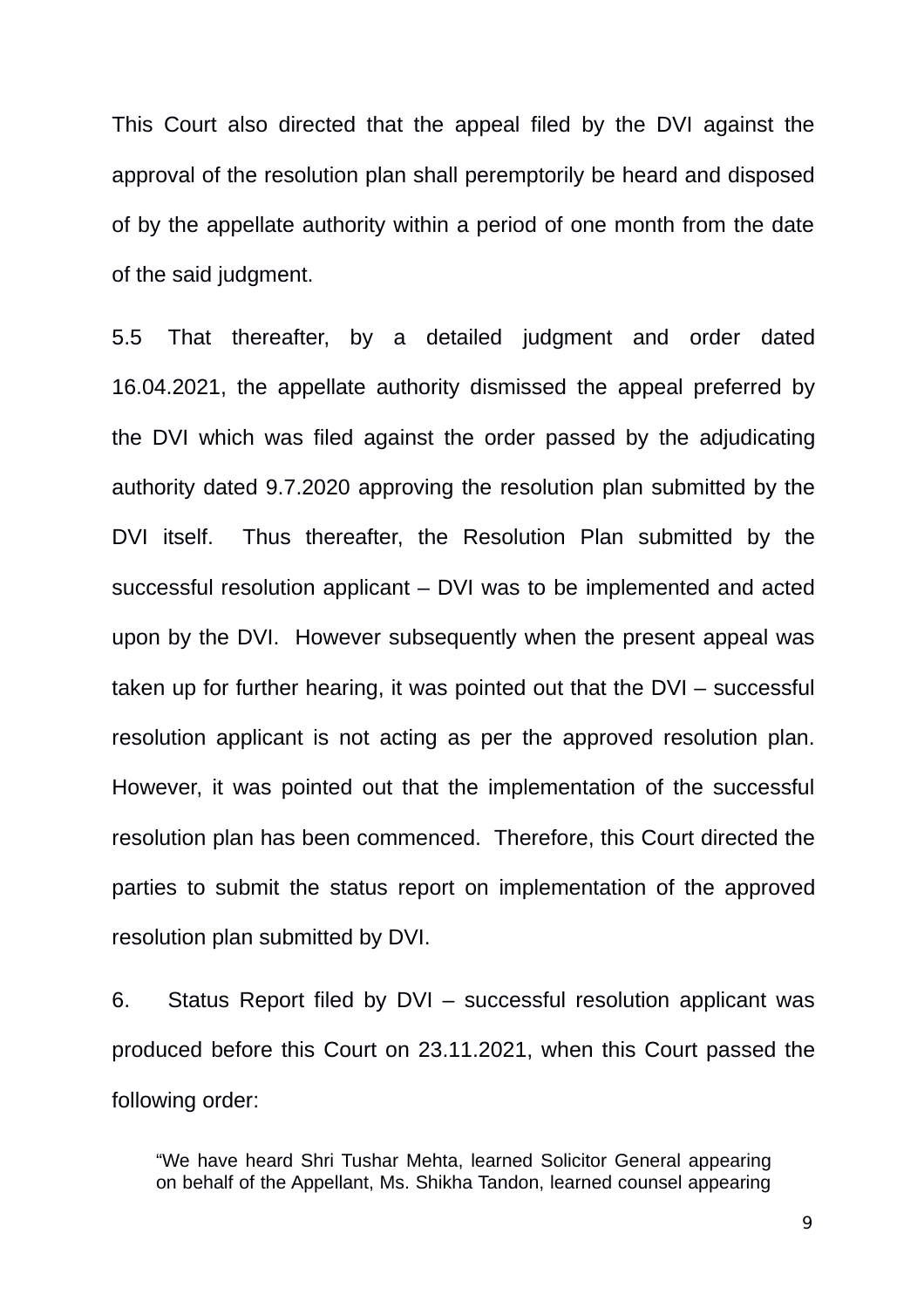This Court also directed that the appeal filed by the DVI against the approval of the resolution plan shall peremptorily be heard and disposed of by the appellate authority within a period of one month from the date of the said judgment.

5.5 That thereafter, by a detailed judgment and order dated 16.04.2021, the appellate authority dismissed the appeal preferred by the DVI which was filed against the order passed by the adjudicating authority dated 9.7.2020 approving the resolution plan submitted by the DVI itself. Thus thereafter, the Resolution Plan submitted by the successful resolution applicant – DVI was to be implemented and acted upon by the DVI. However subsequently when the present appeal was taken up for further hearing, it was pointed out that the DVI – successful resolution applicant is not acting as per the approved resolution plan. However, it was pointed out that the implementation of the successful resolution plan has been commenced. Therefore, this Court directed the parties to submit the status report on implementation of the approved resolution plan submitted by DVI.

6. Status Report filed by DVI – successful resolution applicant was produced before this Court on 23.11.2021, when this Court passed the following order:

> "We have heard Shri Tushar Mehta, learned Solicitor General appearing on behalf of the Appellant, Ms. Shikha Tandon, learned counsel appearing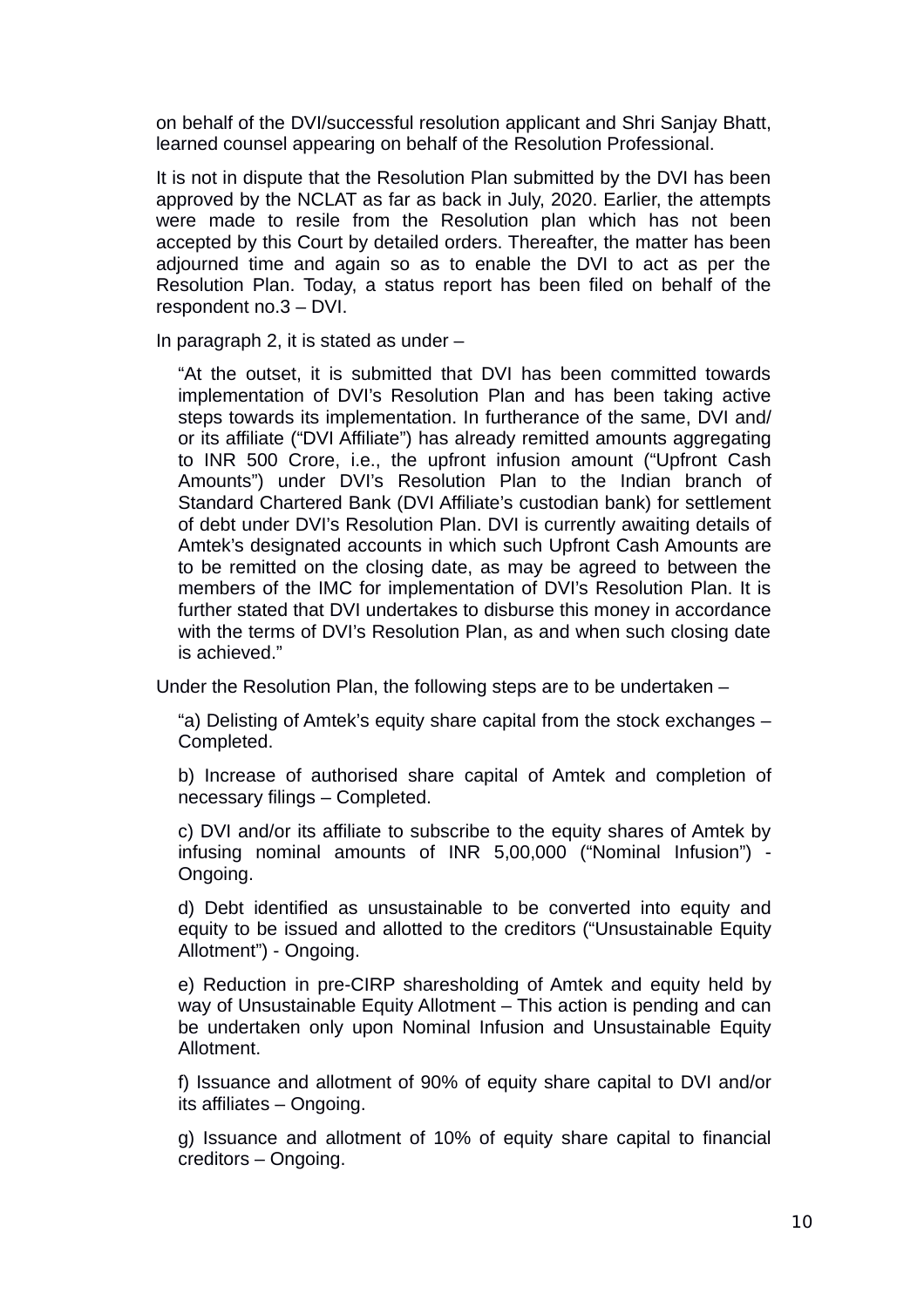on behalf of the DVI/successful resolution applicant and Shri Sanjay Bhatt, learned counsel appearing on behalf of the Resolution Professional.

It is not in dispute that the Resolution Plan submitted by the DVI has been approved by the NCLAT as far as back in July, 2020. Earlier, the attempts were made to resile from the Resolution plan which has not been accepted by this Court by detailed orders. Thereafter, the matter has been adjourned time and again so as to enable the DVI to act as per the Resolution Plan. Today, a status report has been filed on behalf of the respondent no.3 – DVI.

In paragraph 2, it is stated as under –

> "At the outset, it is submitted that DVI has been committed towards implementation of DVI's Resolution Plan and has been taking active steps towards its implementation. In furtherance of the same, DVI and/ or its affiliate ("DVI Affiliate") has already remitted amounts aggregating to INR 500 Crore, i.e., the upfront infusion amount ("Upfront Cash Amounts") under DVI's Resolution Plan to the Indian branch of Standard Chartered Bank (DVI Affiliate's custodian bank) for settlement of debt under DVI's Resolution Plan. DVI is currently awaiting details of Amtek's designated accounts in which such Upfront Cash Amounts are to be remitted on the closing date, as may be agreed to between the members of the IMC for implementation of DVI's Resolution Plan. It is further stated that DVI undertakes to disburse this money in accordance with the terms of DVI's Resolution Plan, as and when such closing date is achieved."

Under the Resolution Plan, the following steps are to be undertaken –

> "a) Delisting of Amtek's equity share capital from the stock exchanges – Completed.
>
> b) Increase of authorised share capital of Amtek and completion of necessary filings – Completed.
>
> c) DVI and/or its affiliate to subscribe to the equity shares of Amtek by infusing nominal amounts of INR 5,00,000 ("Nominal Infusion") - Ongoing.
>
> d) Debt identified as unsustainable to be converted into equity and equity to be issued and allotted to the creditors ("Unsustainable Equity Allotment") - Ongoing.
>
> e) Reduction in pre-CIRP sharesholding of Amtek and equity held by way of Unsustainable Equity Allotment – This action is pending and can be undertaken only upon Nominal Infusion and Unsustainable Equity Allotment.
>
> f) Issuance and allotment of 90% of equity share capital to DVI and/or its affiliates – Ongoing.
>
> g) Issuance and allotment of 10% of equity share capital to financial creditors – Ongoing.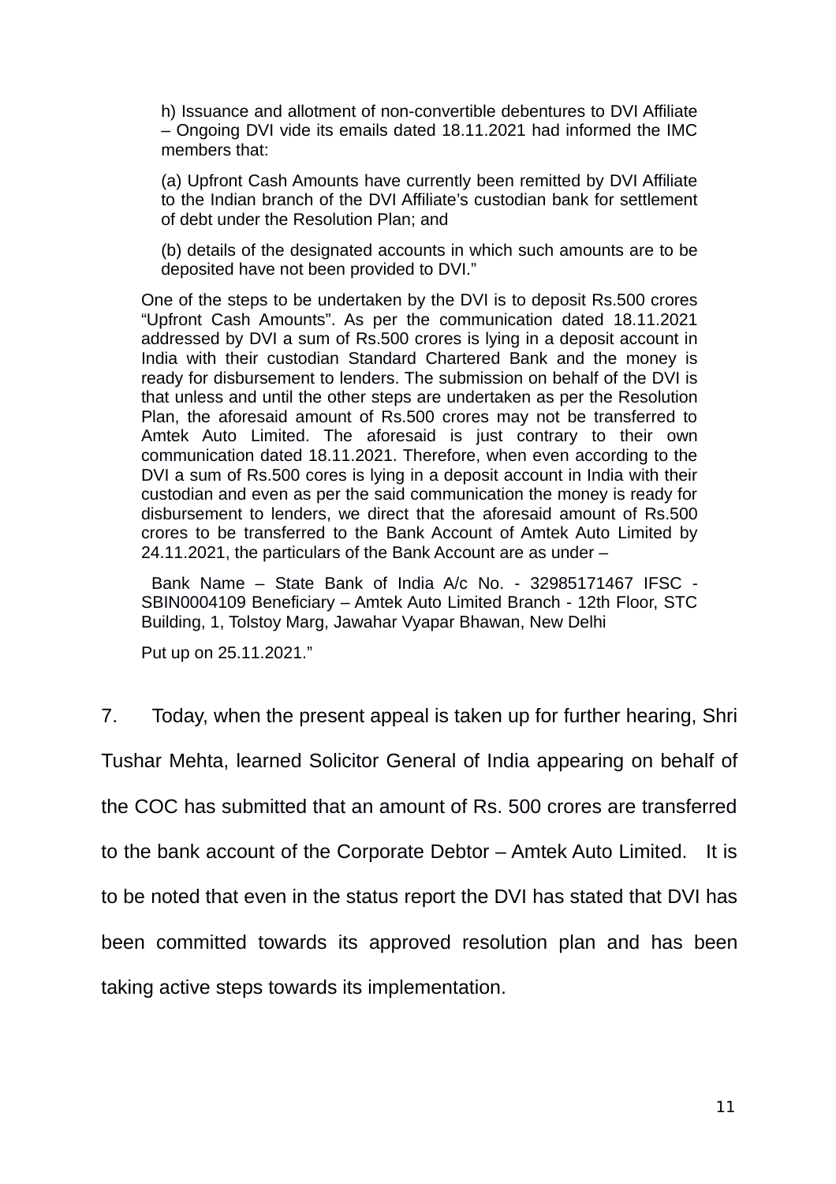> h) Issuance and allotment of non-convertible debentures to DVI Affiliate – Ongoing DVI vide its emails dated 18.11.2021 had informed the IMC members that:
>
> (a) Upfront Cash Amounts have currently been remitted by DVI Affiliate to the Indian branch of the DVI Affiliate's custodian bank for settlement of debt under the Resolution Plan; and
>
> (b) details of the designated accounts in which such amounts are to be deposited have not been provided to DVI."
>
> One of the steps to be undertaken by the DVI is to deposit Rs.500 crores "Upfront Cash Amounts". As per the communication dated 18.11.2021 addressed by DVI a sum of Rs.500 crores is lying in a deposit account in India with their custodian Standard Chartered Bank and the money is ready for disbursement to lenders. The submission on behalf of the DVI is that unless and until the other steps are undertaken as per the Resolution Plan, the aforesaid amount of Rs.500 crores may not be transferred to Amtek Auto Limited. The aforesaid is just contrary to their own communication dated 18.11.2021. Therefore, when even according to the DVI a sum of Rs.500 cores is lying in a deposit account in India with their custodian and even as per the said communication the money is ready for disbursement to lenders, we direct that the aforesaid amount of Rs.500 crores to be transferred to the Bank Account of Amtek Auto Limited by 24.11.2021, the particulars of the Bank Account are as under –
>
> Bank Name – State Bank of India A/c No. - 32985171467 IFSC - SBIN0004109 Beneficiary – Amtek Auto Limited Branch - 12th Floor, STC Building, 1, Tolstoy Marg, Jawahar Vyapar Bhawan, New Delhi
>
> Put up on 25.11.2021."

7. Today, when the present appeal is taken up for further hearing, Shri Tushar Mehta, learned Solicitor General of India appearing on behalf of the COC has submitted that an amount of Rs. 500 crores are transferred to the bank account of the Corporate Debtor – Amtek Auto Limited. It is to be noted that even in the status report the DVI has stated that DVI has been committed towards its approved resolution plan and has been taking active steps towards its implementation.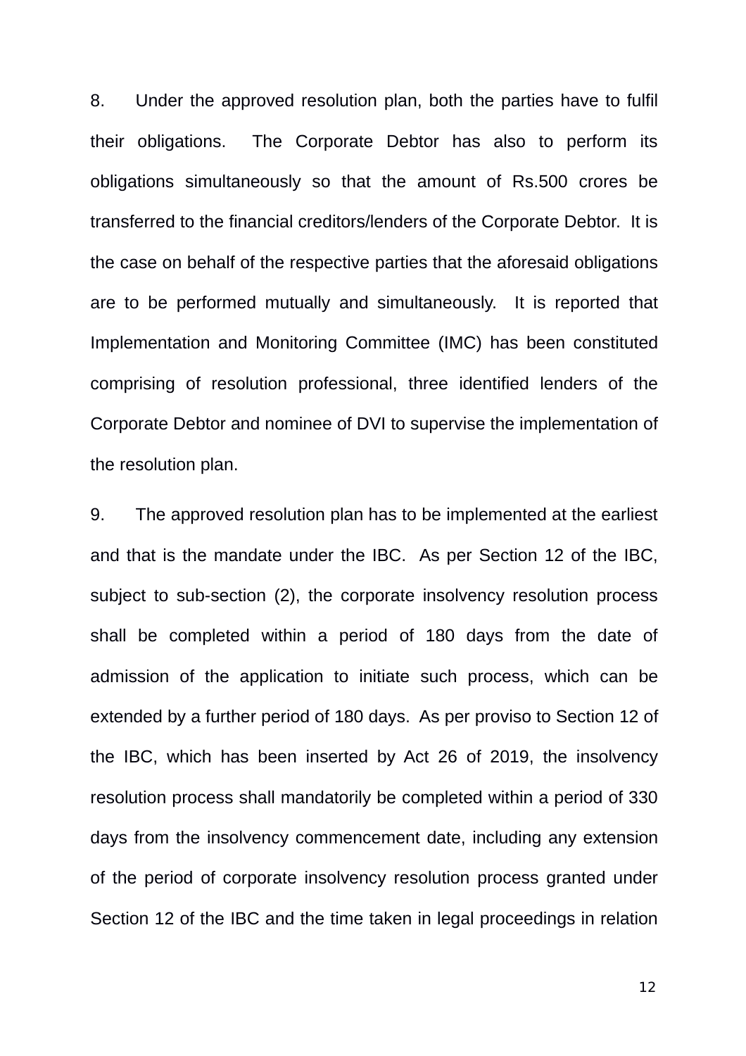8. Under the approved resolution plan, both the parties have to fulfil their obligations. The Corporate Debtor has also to perform its obligations simultaneously so that the amount of Rs.500 crores be transferred to the financial creditors/lenders of the Corporate Debtor. It is the case on behalf of the respective parties that the aforesaid obligations are to be performed mutually and simultaneously. It is reported that Implementation and Monitoring Committee (IMC) has been constituted comprising of resolution professional, three identified lenders of the Corporate Debtor and nominee of DVI to supervise the implementation of the resolution plan.

9. The approved resolution plan has to be implemented at the earliest and that is the mandate under the IBC. As per Section 12 of the IBC, subject to sub-section (2), the corporate insolvency resolution process shall be completed within a period of 180 days from the date of admission of the application to initiate such process, which can be extended by a further period of 180 days. As per proviso to Section 12 of the IBC, which has been inserted by Act 26 of 2019, the insolvency resolution process shall mandatorily be completed within a period of 330 days from the insolvency commencement date, including any extension of the period of corporate insolvency resolution process granted under Section 12 of the IBC and the time taken in legal proceedings in relation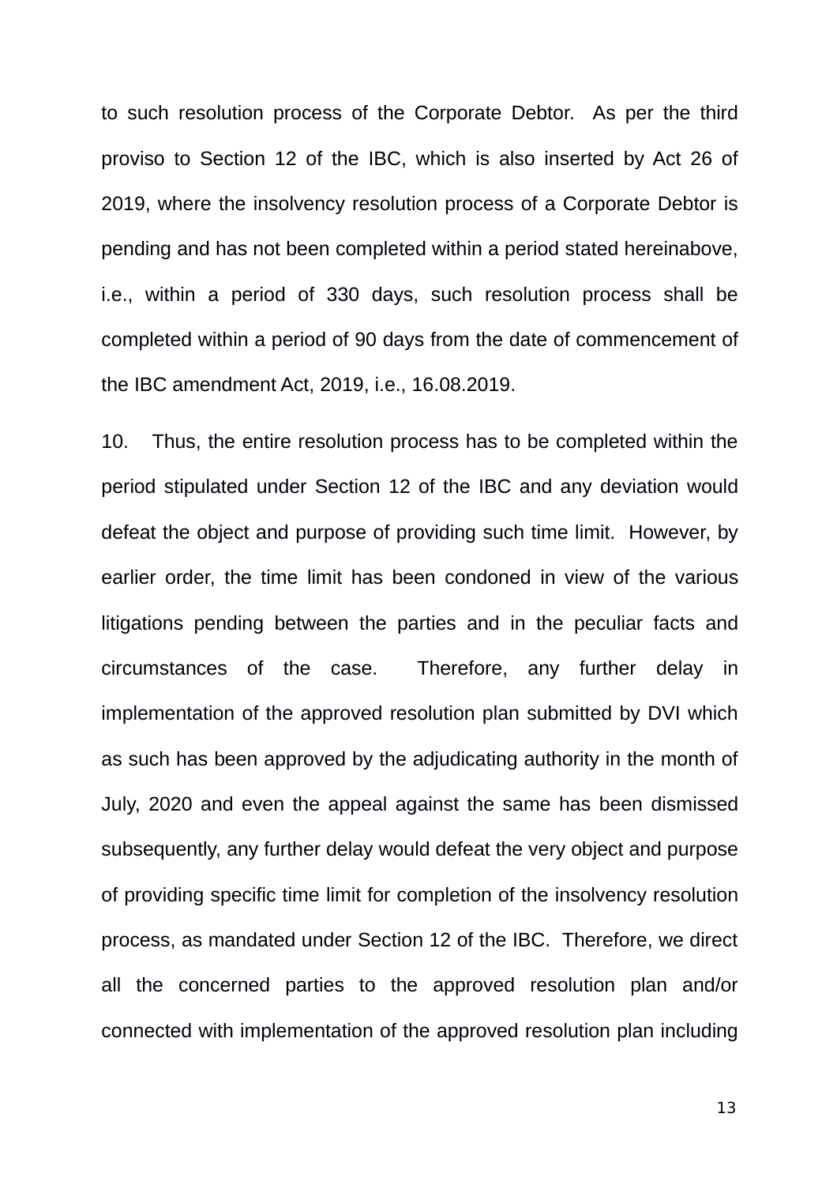to such resolution process of the Corporate Debtor. As per the third proviso to Section 12 of the IBC, which is also inserted by Act 26 of 2019, where the insolvency resolution process of a Corporate Debtor is pending and has not been completed within a period stated hereinabove, i.e., within a period of 330 days, such resolution process shall be completed within a period of 90 days from the date of commencement of the IBC amendment Act, 2019, i.e., 16.08.2019.

10. Thus, the entire resolution process has to be completed within the period stipulated under Section 12 of the IBC and any deviation would defeat the object and purpose of providing such time limit. However, by earlier order, the time limit has been condoned in view of the various litigations pending between the parties and in the peculiar facts and circumstances of the case. Therefore, any further delay in implementation of the approved resolution plan submitted by DVI which as such has been approved by the adjudicating authority in the month of July, 2020 and even the appeal against the same has been dismissed subsequently, any further delay would defeat the very object and purpose of providing specific time limit for completion of the insolvency resolution process, as mandated under Section 12 of the IBC. Therefore, we direct all the concerned parties to the approved resolution plan and/or connected with implementation of the approved resolution plan including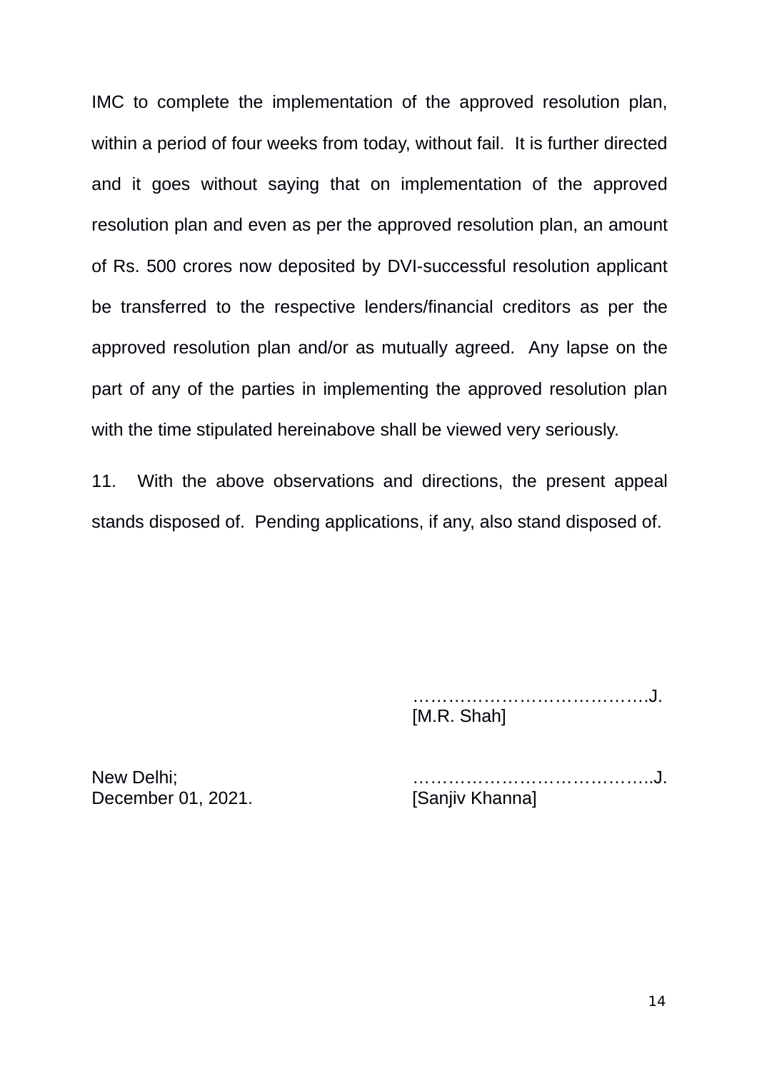IMC to complete the implementation of the approved resolution plan, within a period of four weeks from today, without fail. It is further directed and it goes without saying that on implementation of the approved resolution plan and even as per the approved resolution plan, an amount of Rs. 500 crores now deposited by DVI-successful resolution applicant be transferred to the respective lenders/financial creditors as per the approved resolution plan and/or as mutually agreed. Any lapse on the part of any of the parties in implementing the approved resolution plan with the time stipulated hereinabove shall be viewed very seriously.

11. With the above observations and directions, the present appeal stands disposed of. Pending applications, if any, also stand disposed of.

…………………………………..J.
[M.R. Shah]

New Delhi;
December 01, 2021.

…………………………………..J.
[Sanjiv Khanna]